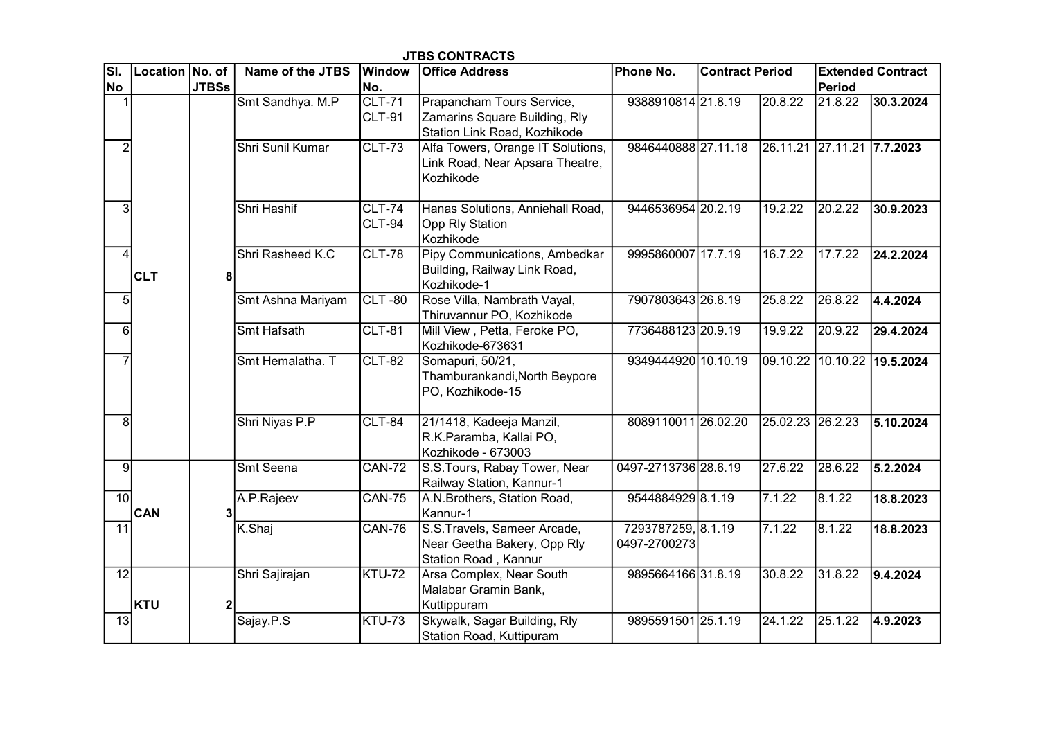## JTBS CONTRACTS

| Sl. No | Location | No. of JTBSs | Name of the JTBS | Window No. | Office Address | Phone No. | Contract Period | | Extended Contract Period | |
|---|---|---|---|---|---|---|---|---|---|---|
| 1 | CLT | 8 | Smt Sandhya. M.P | CLT-71 CLT-91 | Prapancham Tours Service, Zamarins Square Building, Rly Station Link Road, Kozhikode | 9388910814 | 21.8.19 | 20.8.22 | 21.8.22 | **30.3.2024** |
| 2 | | | Shri Sunil Kumar | CLT-73 | Alfa Towers, Orange IT Solutions, Link Road, Near Apsara Theatre, Kozhikode | 9846440888 | 27.11.18 | 26.11.21 | 27.11.21 | **7.7.2023** |
| 3 | | | Shri Hashif | CLT-74 CLT-94 | Hanas Solutions, Anniehall Road, Opp Rly Station Kozhikode | 9446536954 | 20.2.19 | 19.2.22 | 20.2.22 | **30.9.2023** |
| 4 | | | Shri Rasheed K.C | CLT-78 | Pipy Communications, Ambedkar Building, Railway Link Road, Kozhikode-1 | 9995860007 | 17.7.19 | 16.7.22 | 17.7.22 | **24.2.2024** |
| 5 | | | Smt Ashna Mariyam | CLT -80 | Rose Villa, Nambrath Vayal, Thiruvannur PO, Kozhikode | 7907803643 | 26.8.19 | 25.8.22 | 26.8.22 | **4.4.2024** |
| 6 | | | Smt Hafsath | CLT-81 | Mill View , Petta, Feroke PO, Kozhikode-673631 | 7736488123 | 20.9.19 | 19.9.22 | 20.9.22 | **29.4.2024** |
| 7 | | | Smt Hemalatha. T | CLT-82 | Somapuri, 50/21, Thamburankandi,North Beypore PO, Kozhikode-15 | 9349444920 | 10.10.19 | 09.10.22 | 10.10.22 | **19.5.2024** |
| 8 | | | Shri Niyas P.P | CLT-84 | 21/1418, Kadeeja Manzil, R.K.Paramba, Kallai PO, Kozhikode - 673003 | 8089110011 | 26.02.20 | 25.02.23 | 26.2.23 | **5.10.2024** |
| 9 | CAN | 3 | Smt Seena | CAN-72 | S.S.Tours, Rabay Tower, Near Railway Station, Kannur-1 | 0497-2713736 | 28.6.19 | 27.6.22 | 28.6.22 | **5.2.2024** |
| 10 | | | A.P.Rajeev | CAN-75 | A.N.Brothers, Station Road, Kannur-1 | 9544884929 | 8.1.19 | 7.1.22 | 8.1.22 | **18.8.2023** |
| 11 | | | K.Shaj | CAN-76 | S.S.Travels, Sameer Arcade, Near Geetha Bakery, Opp Rly Station Road , Kannur | 7293787259, 0497-2700273 | 8.1.19 | 7.1.22 | 8.1.22 | **18.8.2023** |
| 12 | KTU | 2 | Shri Sajirajan | KTU-72 | Arsa Complex, Near South Malabar Gramin Bank, Kuttippuram | 9895664166 | 31.8.19 | 30.8.22 | 31.8.22 | **9.4.2024** |
| 13 | | | Sajay.P.S | KTU-73 | Skywalk, Sagar Building, Rly Station Road, Kuttipuram | 9895591501 | 25.1.19 | 24.1.22 | 25.1.22 | **4.9.2023** |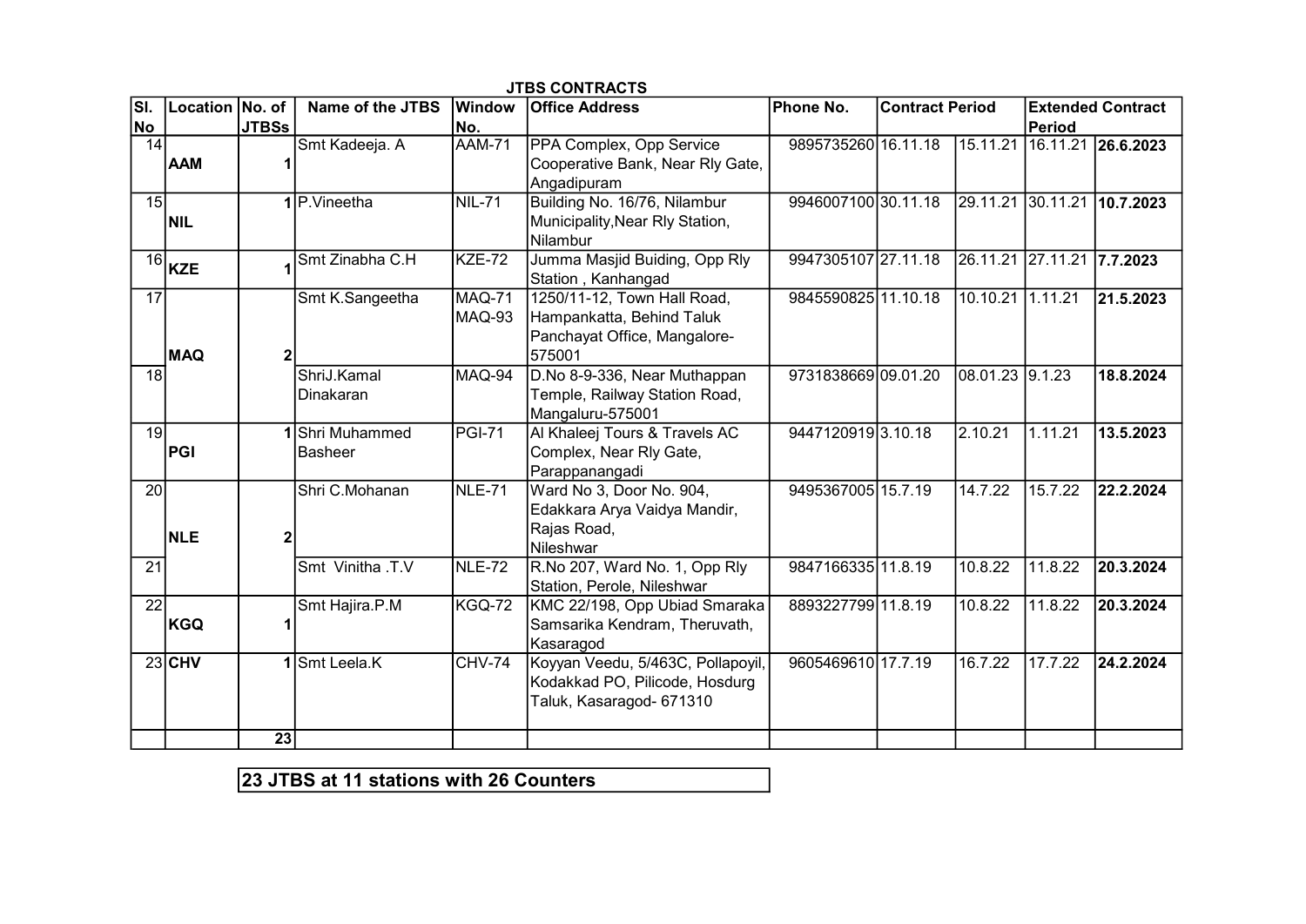**JTBS CONTRACTS**

| Sl. No | Location | No. of JTBSs | Name of the JTBS | Window No. | Office Address | Phone No. | Contract Period | | Extended Contract Period | |
|---|---|---|---|---|---|---|---|---|---|---|
| 14 | AAM | 1 | Smt Kadeeja. A | AAM-71 | PPA Complex, Opp Service Cooperative Bank, Near Rly Gate, Angadipuram | 9895735260 | 16.11.18 | 15.11.21 | 16.11.21 | **26.6.2023** |
| 15 | NIL | 1 | P.Vineetha | NIL-71 | Building No. 16/76, Nilambur Municipality,Near Rly Station, Nilambur | 9946007100 | 30.11.18 | 29.11.21 | 30.11.21 | **10.7.2023** |
| 16 | KZE | 1 | Smt Zinabha C.H | KZE-72 | Jumma Masjid Buiding, Opp Rly Station , Kanhangad | 9947305107 | 27.11.18 | 26.11.21 | 27.11.21 | **7.7.2023** |
| 17 | MAQ | 2 | Smt K.Sangeetha | MAQ-71 MAQ-93 | 1250/11-12, Town Hall Road, Hampankatta, Behind Taluk Panchayat Office, Mangalore-575001 | 9845590825 | 11.10.18 | 10.10.21 | 1.11.21 | **21.5.2023** |
| 18 | | | ShriJ.Kamal Dinakaran | MAQ-94 | D.No 8-9-336, Near Muthappan Temple, Railway Station Road, Mangaluru-575001 | 9731838669 | 09.01.20 | 08.01.23 | 9.1.23 | **18.8.2024** |
| 19 | PGI | 1 | Shri Muhammed Basheer | PGI-71 | Al Khaleej Tours & Travels AC Complex, Near Rly Gate, Parappanangadi | 9447120919 | 3.10.18 | 2.10.21 | 1.11.21 | **13.5.2023** |
| 20 | NLE | 2 | Shri C.Mohanan | NLE-71 | Ward No 3, Door No. 904, Edakkara Arya Vaidya Mandir, Rajas Road, Nileshwar | 9495367005 | 15.7.19 | 14.7.22 | 15.7.22 | **22.2.2024** |
| 21 | | | Smt Vinitha .T.V | NLE-72 | R.No 207, Ward No. 1, Opp Rly Station, Perole, Nileshwar | 9847166335 | 11.8.19 | 10.8.22 | 11.8.22 | **20.3.2024** |
| 22 | KGQ | 1 | Smt Hajira.P.M | KGQ-72 | KMC 22/198, Opp Ubiad Smaraka Samsarika Kendram, Theruvath, Kasaragod | 8893227799 | 11.8.19 | 10.8.22 | 11.8.22 | **20.3.2024** |
| 23 | CHV | 1 | Smt Leela.K | CHV-74 | Koyyan Veedu, 5/463C, Pollapoyil, Kodakkad PO, Pilicode, Hosdurg Taluk, Kasaragod- 671310 | 9605469610 | 17.7.19 | 16.7.22 | 17.7.22 | **24.2.2024** |
| | | 23 | | | | | | | | |

**23 JTBS at 11 stations with 26 Counters**